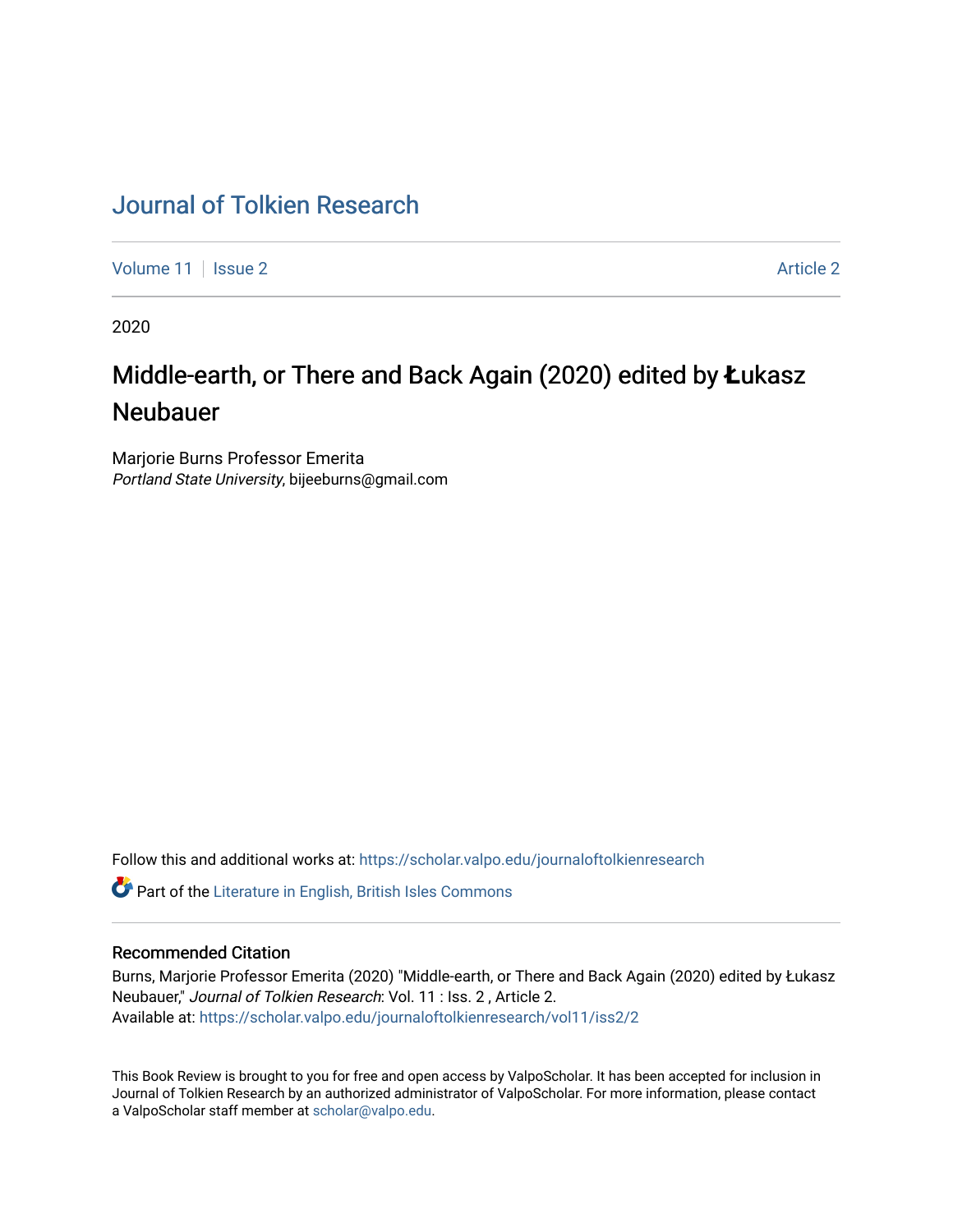# Journal of Tolkien Research

Volume 11 | Issue 2 | Article 2

2020

## Middle-earth, or There and Back Again (2020) edited by Łukasz Neubauer

Marjorie Burns Professor Emerita
*Portland State University*, bijeeburns@gmail.com

Follow this and additional works at: https://scholar.valpo.edu/journaloftolkienresearch

Part of the Literature in English, British Isles Commons

### Recommended Citation

Burns, Marjorie Professor Emerita (2020) "Middle-earth, or There and Back Again (2020) edited by Łukasz Neubauer," *Journal of Tolkien Research*: Vol. 11 : Iss. 2 , Article 2.
Available at: https://scholar.valpo.edu/journaloftolkienresearch/vol11/iss2/2

This Book Review is brought to you for free and open access by ValpoScholar. It has been accepted for inclusion in Journal of Tolkien Research by an authorized administrator of ValpoScholar. For more information, please contact a ValpoScholar staff member at scholar@valpo.edu.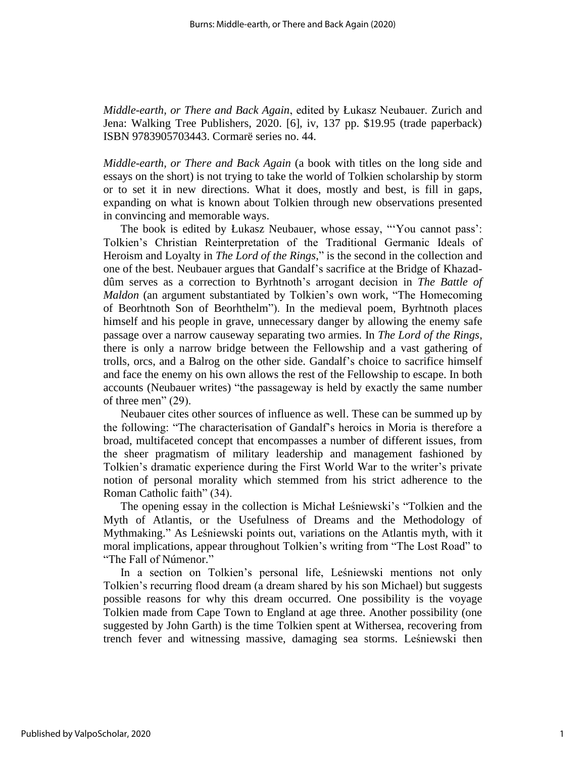*Middle-earth, or There and Back Again*, edited by Łukasz Neubauer. Zurich and Jena: Walking Tree Publishers, 2020. [6], iv, 137 pp. $19.95 (trade paperback) ISBN 9783905703443. Cormarë series no. 44.

*Middle-earth, or There and Back Again* (a book with titles on the long side and essays on the short) is not trying to take the world of Tolkien scholarship by storm or to set it in new directions. What it does, mostly and best, is fill in gaps, expanding on what is known about Tolkien through new observations presented in convincing and memorable ways.

The book is edited by Łukasz Neubauer, whose essay, "'You cannot pass': Tolkien's Christian Reinterpretation of the Traditional Germanic Ideals of Heroism and Loyalty in *The Lord of the Rings*," is the second in the collection and one of the best. Neubauer argues that Gandalf's sacrifice at the Bridge of Khazad-dûm serves as a correction to Byrhtnoth's arrogant decision in *The Battle of Maldon* (an argument substantiated by Tolkien's own work, "The Homecoming of Beorhtnoth Son of Beorhthelm"). In the medieval poem, Byrhtnoth places himself and his people in grave, unnecessary danger by allowing the enemy safe passage over a narrow causeway separating two armies. In *The Lord of the Rings*, there is only a narrow bridge between the Fellowship and a vast gathering of trolls, orcs, and a Balrog on the other side. Gandalf's choice to sacrifice himself and face the enemy on his own allows the rest of the Fellowship to escape. In both accounts (Neubauer writes) "the passageway is held by exactly the same number of three men" (29).

Neubauer cites other sources of influence as well. These can be summed up by the following: "The characterisation of Gandalf's heroics in Moria is therefore a broad, multifaceted concept that encompasses a number of different issues, from the sheer pragmatism of military leadership and management fashioned by Tolkien's dramatic experience during the First World War to the writer's private notion of personal morality which stemmed from his strict adherence to the Roman Catholic faith" (34).

The opening essay in the collection is Michał Leśniewski's "Tolkien and the Myth of Atlantis, or the Usefulness of Dreams and the Methodology of Mythmaking." As Leśniewski points out, variations on the Atlantis myth, with it moral implications, appear throughout Tolkien's writing from "The Lost Road" to "The Fall of Númenor."

In a section on Tolkien's personal life, Leśniewski mentions not only Tolkien's recurring flood dream (a dream shared by his son Michael) but suggests possible reasons for why this dream occurred. One possibility is the voyage Tolkien made from Cape Town to England at age three. Another possibility (one suggested by John Garth) is the time Tolkien spent at Withersea, recovering from trench fever and witnessing massive, damaging sea storms. Leśniewski then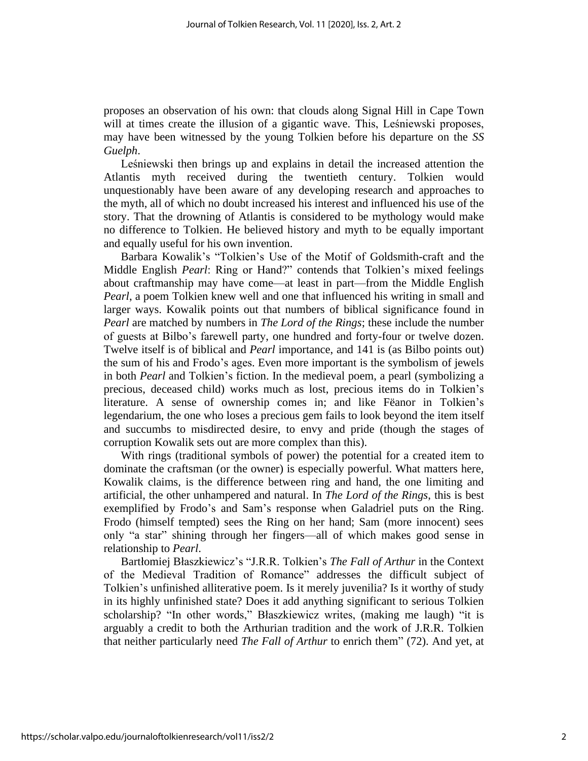proposes an observation of his own: that clouds along Signal Hill in Cape Town will at times create the illusion of a gigantic wave. This, Leśniewski proposes, may have been witnessed by the young Tolkien before his departure on the *SS Guelph*.

Leśniewski then brings up and explains in detail the increased attention the Atlantis myth received during the twentieth century. Tolkien would unquestionably have been aware of any developing research and approaches to the myth, all of which no doubt increased his interest and influenced his use of the story. That the drowning of Atlantis is considered to be mythology would make no difference to Tolkien. He believed history and myth to be equally important and equally useful for his own invention.

Barbara Kowalik's "Tolkien's Use of the Motif of Goldsmith-craft and the Middle English *Pearl*: Ring or Hand?" contends that Tolkien's mixed feelings about craftmanship may have come—at least in part—from the Middle English *Pearl*, a poem Tolkien knew well and one that influenced his writing in small and larger ways. Kowalik points out that numbers of biblical significance found in *Pearl* are matched by numbers in *The Lord of the Rings*; these include the number of guests at Bilbo's farewell party, one hundred and forty-four or twelve dozen. Twelve itself is of biblical and *Pearl* importance, and 141 is (as Bilbo points out) the sum of his and Frodo's ages. Even more important is the symbolism of jewels in both *Pearl* and Tolkien's fiction. In the medieval poem, a pearl (symbolizing a precious, deceased child) works much as lost, precious items do in Tolkien's literature. A sense of ownership comes in; and like Fëanor in Tolkien's legendarium, the one who loses a precious gem fails to look beyond the item itself and succumbs to misdirected desire, to envy and pride (though the stages of corruption Kowalik sets out are more complex than this).

With rings (traditional symbols of power) the potential for a created item to dominate the craftsman (or the owner) is especially powerful. What matters here, Kowalik claims, is the difference between ring and hand, the one limiting and artificial, the other unhampered and natural. In *The Lord of the Rings*, this is best exemplified by Frodo's and Sam's response when Galadriel puts on the Ring. Frodo (himself tempted) sees the Ring on her hand; Sam (more innocent) sees only "a star" shining through her fingers—all of which makes good sense in relationship to *Pearl*.

Bartłomiej Błaszkiewicz's "J.R.R. Tolkien's *The Fall of Arthur* in the Context of the Medieval Tradition of Romance" addresses the difficult subject of Tolkien's unfinished alliterative poem. Is it merely juvenilia? Is it worthy of study in its highly unfinished state? Does it add anything significant to serious Tolkien scholarship? "In other words," Błaszkiewicz writes, (making me laugh) "it is arguably a credit to both the Arthurian tradition and the work of J.R.R. Tolkien that neither particularly need *The Fall of Arthur* to enrich them" (72). And yet, at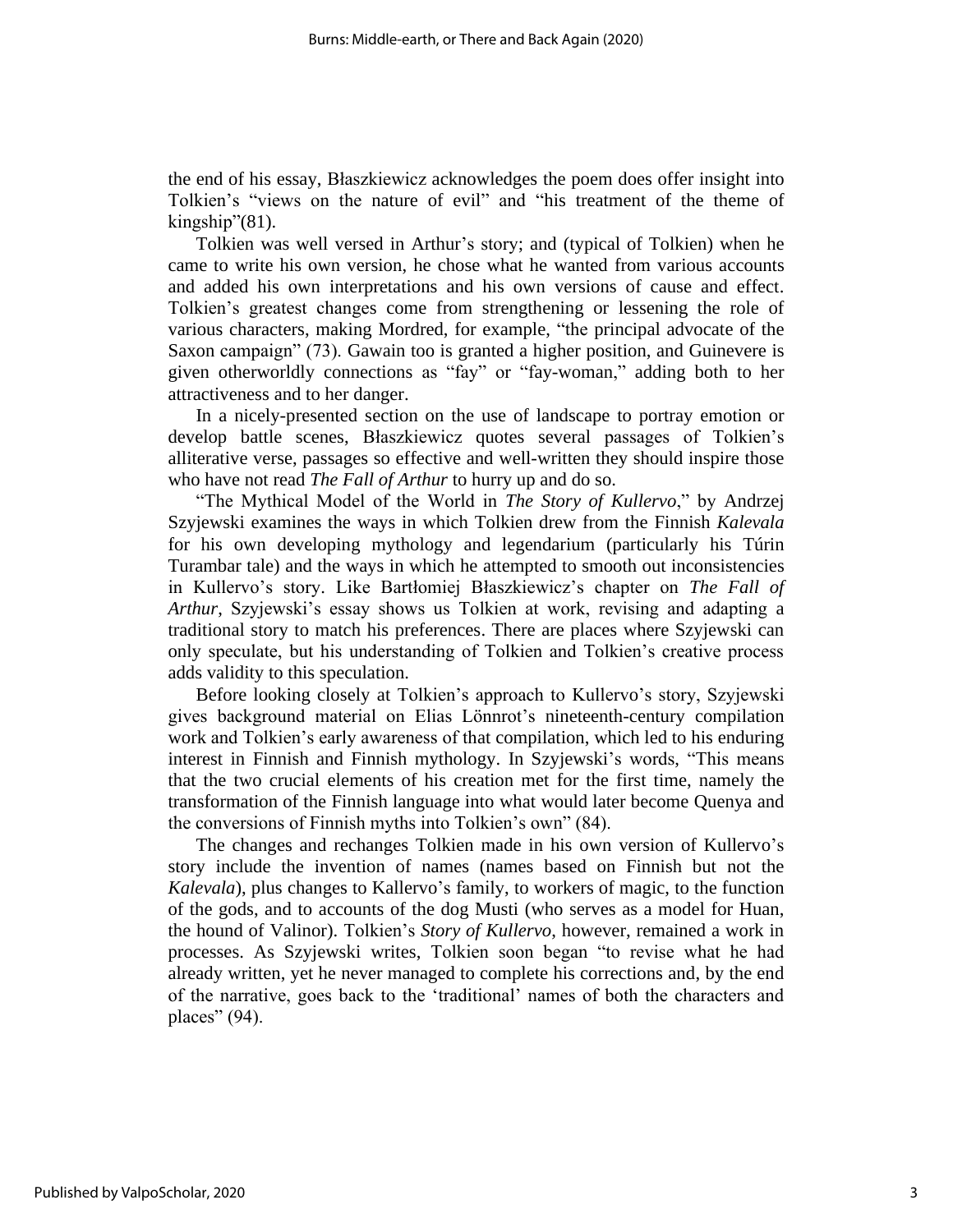the end of his essay, Błaszkiewicz acknowledges the poem does offer insight into Tolkien's "views on the nature of evil" and "his treatment of the theme of kingship"(81).

Tolkien was well versed in Arthur's story; and (typical of Tolkien) when he came to write his own version, he chose what he wanted from various accounts and added his own interpretations and his own versions of cause and effect. Tolkien's greatest changes come from strengthening or lessening the role of various characters, making Mordred, for example, "the principal advocate of the Saxon campaign" (73). Gawain too is granted a higher position, and Guinevere is given otherworldly connections as "fay" or "fay-woman," adding both to her attractiveness and to her danger.

In a nicely-presented section on the use of landscape to portray emotion or develop battle scenes, Błaszkiewicz quotes several passages of Tolkien's alliterative verse, passages so effective and well-written they should inspire those who have not read *The Fall of Arthur* to hurry up and do so.

"The Mythical Model of the World in *The Story of Kullervo*," by Andrzej Szyjewski examines the ways in which Tolkien drew from the Finnish *Kalevala* for his own developing mythology and legendarium (particularly his Túrin Turambar tale) and the ways in which he attempted to smooth out inconsistencies in Kullervo's story. Like Bartłomiej Błaszkiewicz's chapter on *The Fall of Arthur*, Szyjewski's essay shows us Tolkien at work, revising and adapting a traditional story to match his preferences. There are places where Szyjewski can only speculate, but his understanding of Tolkien and Tolkien's creative process adds validity to this speculation.

Before looking closely at Tolkien's approach to Kullervo's story, Szyjewski gives background material on Elias Lönnrot's nineteenth-century compilation work and Tolkien's early awareness of that compilation, which led to his enduring interest in Finnish and Finnish mythology. In Szyjewski's words, "This means that the two crucial elements of his creation met for the first time, namely the transformation of the Finnish language into what would later become Quenya and the conversions of Finnish myths into Tolkien's own" (84).

The changes and rechanges Tolkien made in his own version of Kullervo's story include the invention of names (names based on Finnish but not the *Kalevala*), plus changes to Kallervo's family, to workers of magic, to the function of the gods, and to accounts of the dog Musti (who serves as a model for Huan, the hound of Valinor). Tolkien's *Story of Kullervo*, however, remained a work in processes. As Szyjewski writes, Tolkien soon began "to revise what he had already written, yet he never managed to complete his corrections and, by the end of the narrative, goes back to the 'traditional' names of both the characters and places" (94).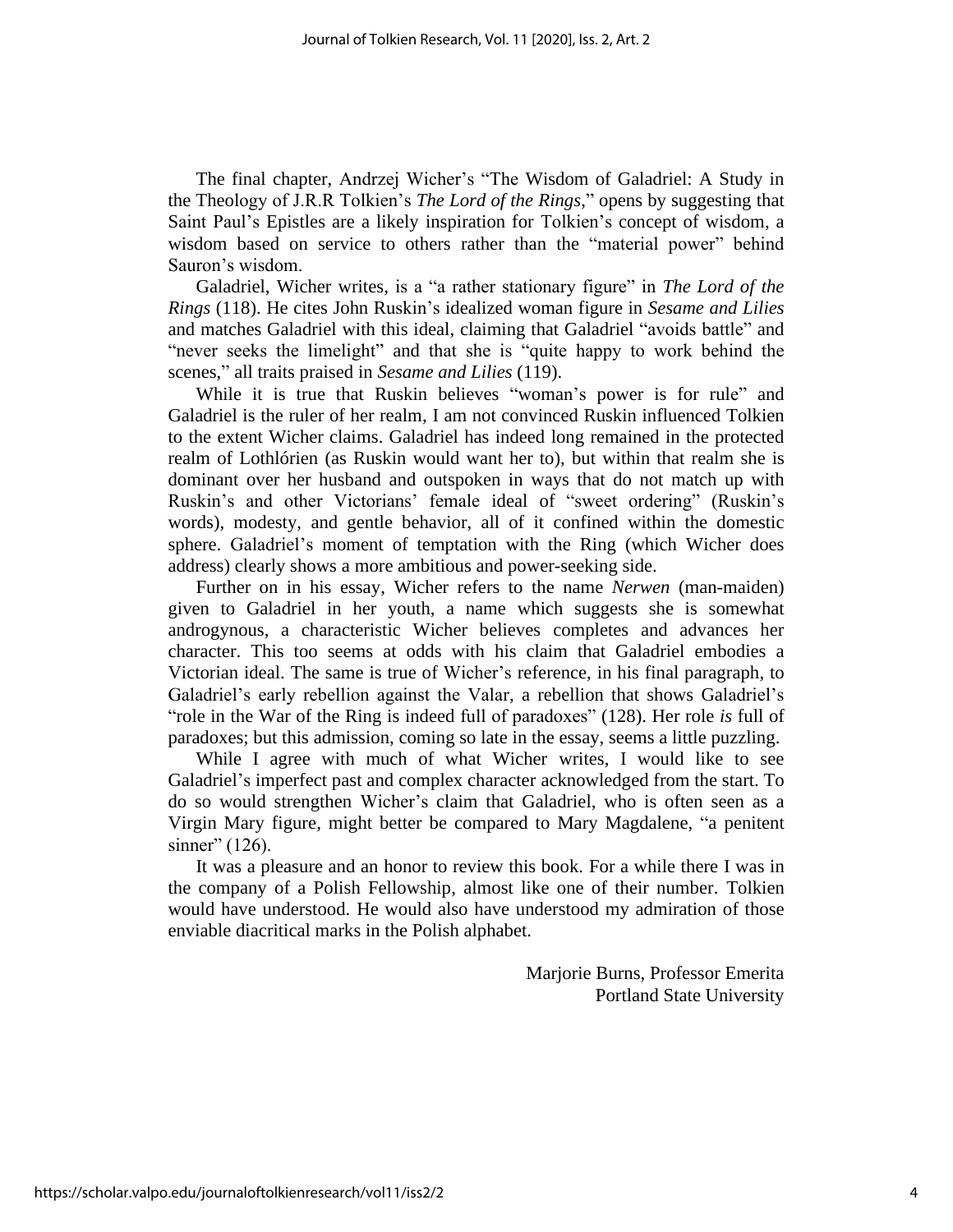The final chapter, Andrzej Wicher's "The Wisdom of Galadriel: A Study in the Theology of J.R.R Tolkien's *The Lord of the Rings*," opens by suggesting that Saint Paul's Epistles are a likely inspiration for Tolkien's concept of wisdom, a wisdom based on service to others rather than the "material power" behind Sauron's wisdom.

Galadriel, Wicher writes, is a "a rather stationary figure" in *The Lord of the Rings* (118). He cites John Ruskin's idealized woman figure in *Sesame and Lilies* and matches Galadriel with this ideal, claiming that Galadriel "avoids battle" and "never seeks the limelight" and that she is "quite happy to work behind the scenes," all traits praised in *Sesame and Lilies* (119).

While it is true that Ruskin believes "woman's power is for rule" and Galadriel is the ruler of her realm, I am not convinced Ruskin influenced Tolkien to the extent Wicher claims. Galadriel has indeed long remained in the protected realm of Lothlórien (as Ruskin would want her to), but within that realm she is dominant over her husband and outspoken in ways that do not match up with Ruskin's and other Victorians' female ideal of "sweet ordering" (Ruskin's words), modesty, and gentle behavior, all of it confined within the domestic sphere. Galadriel's moment of temptation with the Ring (which Wicher does address) clearly shows a more ambitious and power-seeking side.

Further on in his essay, Wicher refers to the name *Nerwen* (man-maiden) given to Galadriel in her youth, a name which suggests she is somewhat androgynous, a characteristic Wicher believes completes and advances her character. This too seems at odds with his claim that Galadriel embodies a Victorian ideal. The same is true of Wicher's reference, in his final paragraph, to Galadriel's early rebellion against the Valar, a rebellion that shows Galadriel's "role in the War of the Ring is indeed full of paradoxes" (128). Her role *is* full of paradoxes; but this admission, coming so late in the essay, seems a little puzzling.

While I agree with much of what Wicher writes, I would like to see Galadriel's imperfect past and complex character acknowledged from the start. To do so would strengthen Wicher's claim that Galadriel, who is often seen as a Virgin Mary figure, might better be compared to Mary Magdalene, "a penitent sinner" (126).

It was a pleasure and an honor to review this book. For a while there I was in the company of a Polish Fellowship, almost like one of their number. Tolkien would have understood. He would also have understood my admiration of those enviable diacritical marks in the Polish alphabet.

Marjorie Burns, Professor Emerita
Portland State University